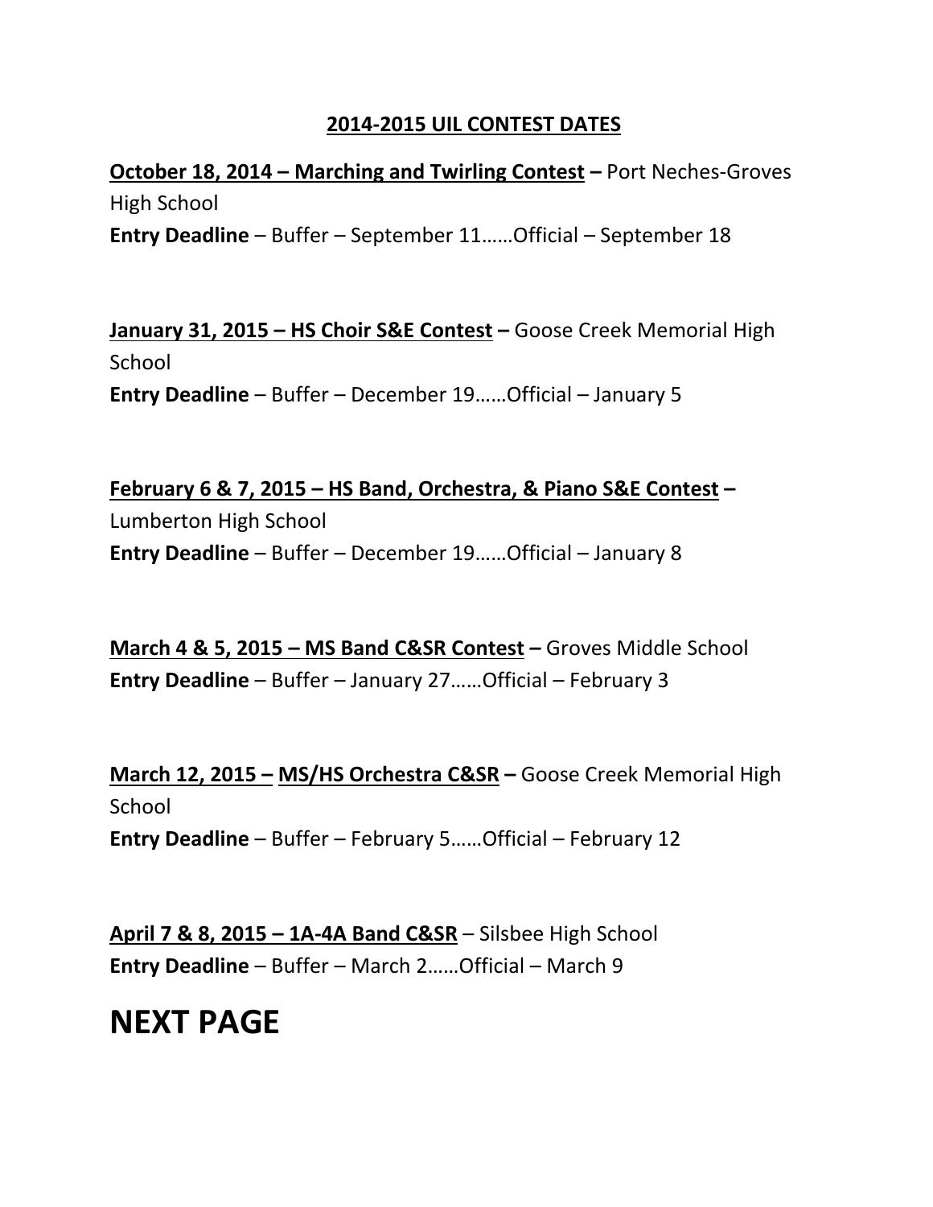## 2014-2015 UIL CONTEST DATES

**October 18, 2014 – Marching and Twirling Contest –** Port Neches-Groves High School
**Entry Deadline** – Buffer – September 11……Official – September 18

**January 31, 2015 – HS Choir S&E Contest –** Goose Creek Memorial High School
**Entry Deadline** – Buffer – December 19……Official – January 5

**February 6 & 7, 2015 – HS Band, Orchestra, & Piano S&E Contest –** Lumberton High School
**Entry Deadline** – Buffer – December 19……Official – January 8

**March 4 & 5, 2015 – MS Band C&SR Contest –** Groves Middle School
**Entry Deadline** – Buffer – January 27……Official – February 3

**March 12, 2015 – MS/HS Orchestra C&SR –** Goose Creek Memorial High School
**Entry Deadline** – Buffer – February 5……Official – February 12

**April 7 & 8, 2015 – 1A-4A Band C&SR** – Silsbee High School
**Entry Deadline** – Buffer – March 2……Official – March 9

# NEXT PAGE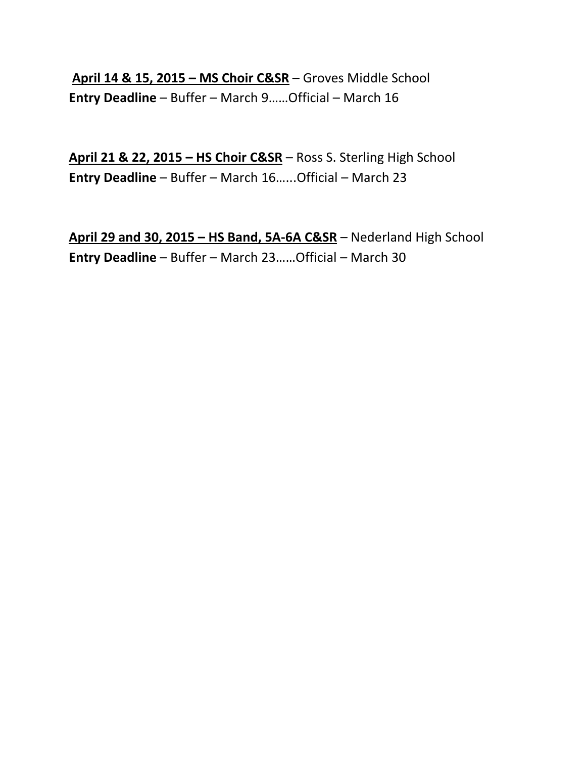**<u>April 14 & 15, 2015 – MS Choir C&SR</u>** – Groves Middle School
**Entry Deadline** – Buffer – March 9……Official – March 16

**<u>April 21 & 22, 2015 – HS Choir C&SR</u>** – Ross S. Sterling High School
**Entry Deadline** – Buffer – March 16…...Official – March 23

**<u>April 29 and 30, 2015 – HS Band, 5A-6A C&SR</u>** – Nederland High School
**Entry Deadline** – Buffer – March 23……Official – March 30